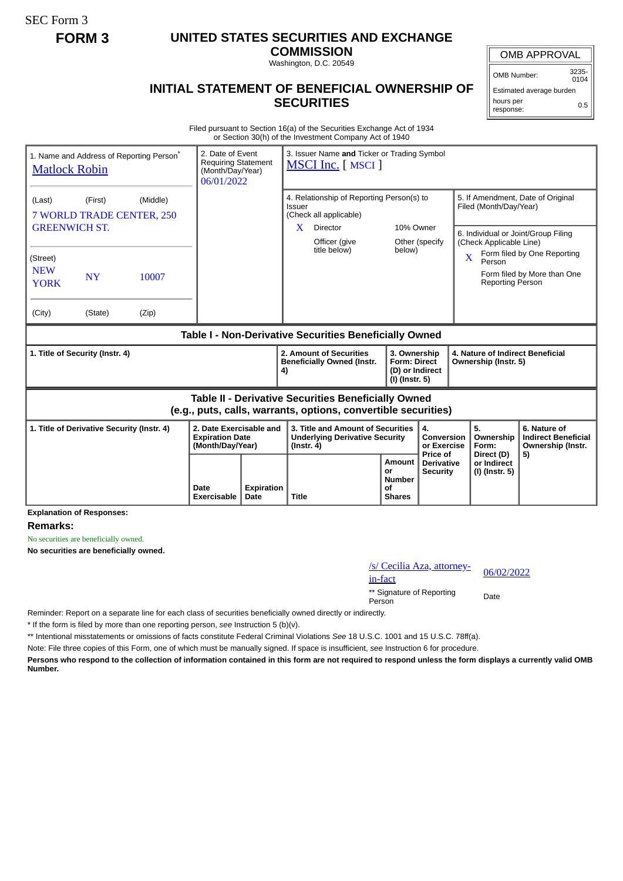SEC Form 3

**FORM 3**

# UNITED STATES SECURITIES AND EXCHANGE COMMISSION

Washington, D.C. 20549

## INITIAL STATEMENT OF BENEFICIAL OWNERSHIP OF SECURITIES

| OMB APPROVAL | |
|---|---|
| OMB Number: | 3235-0104 |
| Estimated average burden hours per response: | 0.5 |

Filed pursuant to Section 16(a) of the Securities Exchange Act of 1934 or Section 30(h) of the Investment Company Act of 1940

| 1. Name and Address of Reporting Person* | 2. Date of Event Requiring Statement (Month/Day/Year) | 3. Issuer Name and Ticker or Trading Symbol |
|---|---|---|
| Matlock Robin | 06/01/2022 | MSCI Inc. [ MSCI ] |
| (Last) (First) (Middle) 7 WORLD TRADE CENTER, 250 GREENWICH ST. | | 4. Relationship of Reporting Person(s) to Issuer (Check all applicable) X Director; 10% Owner; Officer (give title below); Other (specify below) |
| (Street) NEW YORK NY 10007 | | 5. If Amendment, Date of Original Filed (Month/Day/Year) |
| (City) (State) (Zip) | | 6. Individual or Joint/Group Filing (Check Applicable Line) X Form filed by One Reporting Person; Form filed by More than One Reporting Person |

**Table I - Non-Derivative Securities Beneficially Owned**

| 1. Title of Security (Instr. 4) | 2. Amount of Securities Beneficially Owned (Instr. 4) | 3. Ownership Form: Direct (D) or Indirect (I) (Instr. 5) | 4. Nature of Indirect Beneficial Ownership (Instr. 5) |
|---|---|---|---|

**Table II - Derivative Securities Beneficially Owned (e.g., puts, calls, warrants, options, convertible securities)**

| 1. Title of Derivative Security (Instr. 4) | 2. Date Exercisable and Expiration Date (Month/Day/Year) | | 3. Title and Amount of Securities Underlying Derivative Security (Instr. 4) | | 4. Conversion or Exercise Price of Derivative Security | 5. Ownership Form: Direct (D) or Indirect (I) (Instr. 5) | 6. Nature of Indirect Beneficial Ownership (Instr. 5) |
|---|---|---|---|---|---|---|---|
| | Date Exercisable | Expiration Date | Title | Amount or Number of Shares | | | |

**Explanation of Responses:**

**Remarks:**

No securities are beneficially owned.

**No securities are beneficially owned.**

| /s/ Cecilia Aza, attorney-in-fact | 06/02/2022 |
|---|---|
| ** Signature of Reporting Person | Date |

Reminder: Report on a separate line for each class of securities beneficially owned directly or indirectly.

* If the form is filed by more than one reporting person, *see* Instruction 5 (b)(v).

** Intentional misstatements or omissions of facts constitute Federal Criminal Violations *See* 18 U.S.C. 1001 and 15 U.S.C. 78ff(a).

Note: File three copies of this Form, one of which must be manually signed. If space is insufficient, *see* Instruction 6 for procedure.

**Persons who respond to the collection of information contained in this form are not required to respond unless the form displays a currently valid OMB Number.**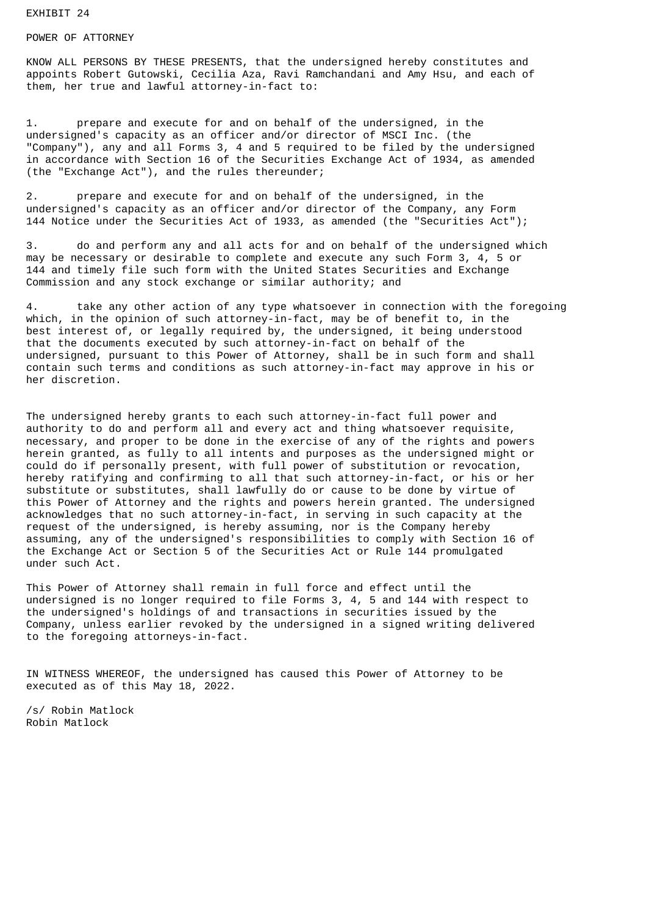EXHIBIT 24

POWER OF ATTORNEY

KNOW ALL PERSONS BY THESE PRESENTS, that the undersigned hereby constitutes and appoints Robert Gutowski, Cecilia Aza, Ravi Ramchandani and Amy Hsu, and each of them, her true and lawful attorney-in-fact to:

1. prepare and execute for and on behalf of the undersigned, in the undersigned's capacity as an officer and/or director of MSCI Inc. (the "Company"), any and all Forms 3, 4 and 5 required to be filed by the undersigned in accordance with Section 16 of the Securities Exchange Act of 1934, as amended (the "Exchange Act"), and the rules thereunder;

2. prepare and execute for and on behalf of the undersigned, in the undersigned's capacity as an officer and/or director of the Company, any Form 144 Notice under the Securities Act of 1933, as amended (the "Securities Act");

3. do and perform any and all acts for and on behalf of the undersigned which may be necessary or desirable to complete and execute any such Form 3, 4, 5 or 144 and timely file such form with the United States Securities and Exchange Commission and any stock exchange or similar authority; and

4. take any other action of any type whatsoever in connection with the foregoing which, in the opinion of such attorney-in-fact, may be of benefit to, in the best interest of, or legally required by, the undersigned, it being understood that the documents executed by such attorney-in-fact on behalf of the undersigned, pursuant to this Power of Attorney, shall be in such form and shall contain such terms and conditions as such attorney-in-fact may approve in his or her discretion.

The undersigned hereby grants to each such attorney-in-fact full power and authority to do and perform all and every act and thing whatsoever requisite, necessary, and proper to be done in the exercise of any of the rights and powers herein granted, as fully to all intents and purposes as the undersigned might or could do if personally present, with full power of substitution or revocation, hereby ratifying and confirming to all that such attorney-in-fact, or his or her substitute or substitutes, shall lawfully do or cause to be done by virtue of this Power of Attorney and the rights and powers herein granted. The undersigned acknowledges that no such attorney-in-fact, in serving in such capacity at the request of the undersigned, is hereby assuming, nor is the Company hereby assuming, any of the undersigned's responsibilities to comply with Section 16 of the Exchange Act or Section 5 of the Securities Act or Rule 144 promulgated under such Act.

This Power of Attorney shall remain in full force and effect until the undersigned is no longer required to file Forms 3, 4, 5 and 144 with respect to the undersigned's holdings of and transactions in securities issued by the Company, unless earlier revoked by the undersigned in a signed writing delivered to the foregoing attorneys-in-fact.

IN WITNESS WHEREOF, the undersigned has caused this Power of Attorney to be executed as of this May 18, 2022.

/s/ Robin Matlock
Robin Matlock